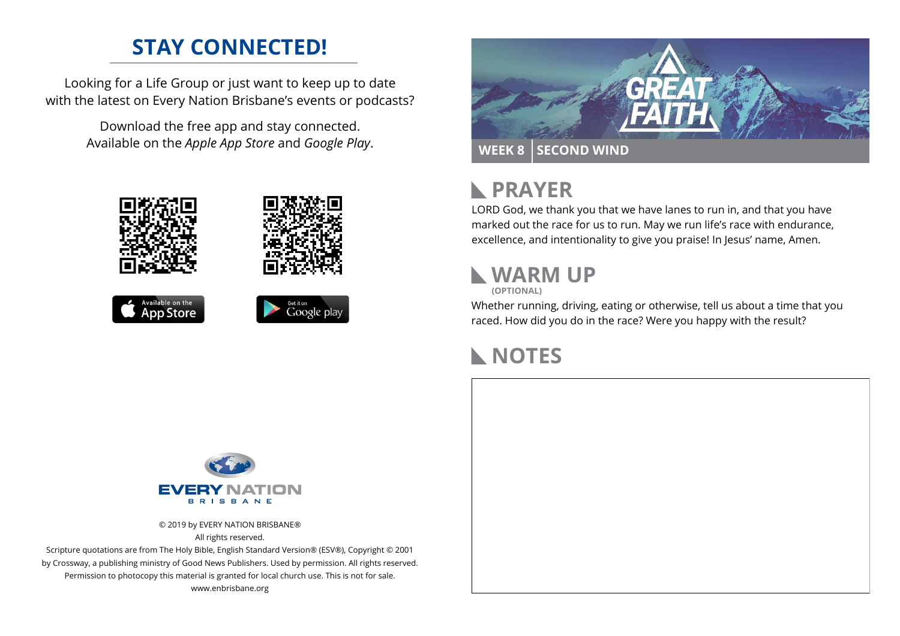## STAY CONNECTED!

Looking for a Life Group or just want to keep up to date with the latest on Every Nation Brisbane's events or podcasts?

Download the free app and stay connected. Available on the *Apple App Store* and *Google Play*.

© 2019 by EVERY NATION BRISBANE®
All rights reserved.
Scripture quotations are from The Holy Bible, English Standard Version® (ESV®), Copyright © 2001 by Crossway, a publishing ministry of Good News Publishers. Used by permission. All rights reserved.
Permission to photocopy this material is granted for local church use. This is not for sale.
www.enbrisbane.org

GREAT FAITH

**WEEK 8 | SECOND WIND**

## PRAYER

LORD God, we thank you that we have lanes to run in, and that you have marked out the race for us to run. May we run life's race with endurance, excellence, and intentionality to give you praise! In Jesus' name, Amen.

## WARM UP

**(OPTIONAL)**

Whether running, driving, eating or otherwise, tell us about a time that you raced. How did you do in the race? Were you happy with the result?

## NOTES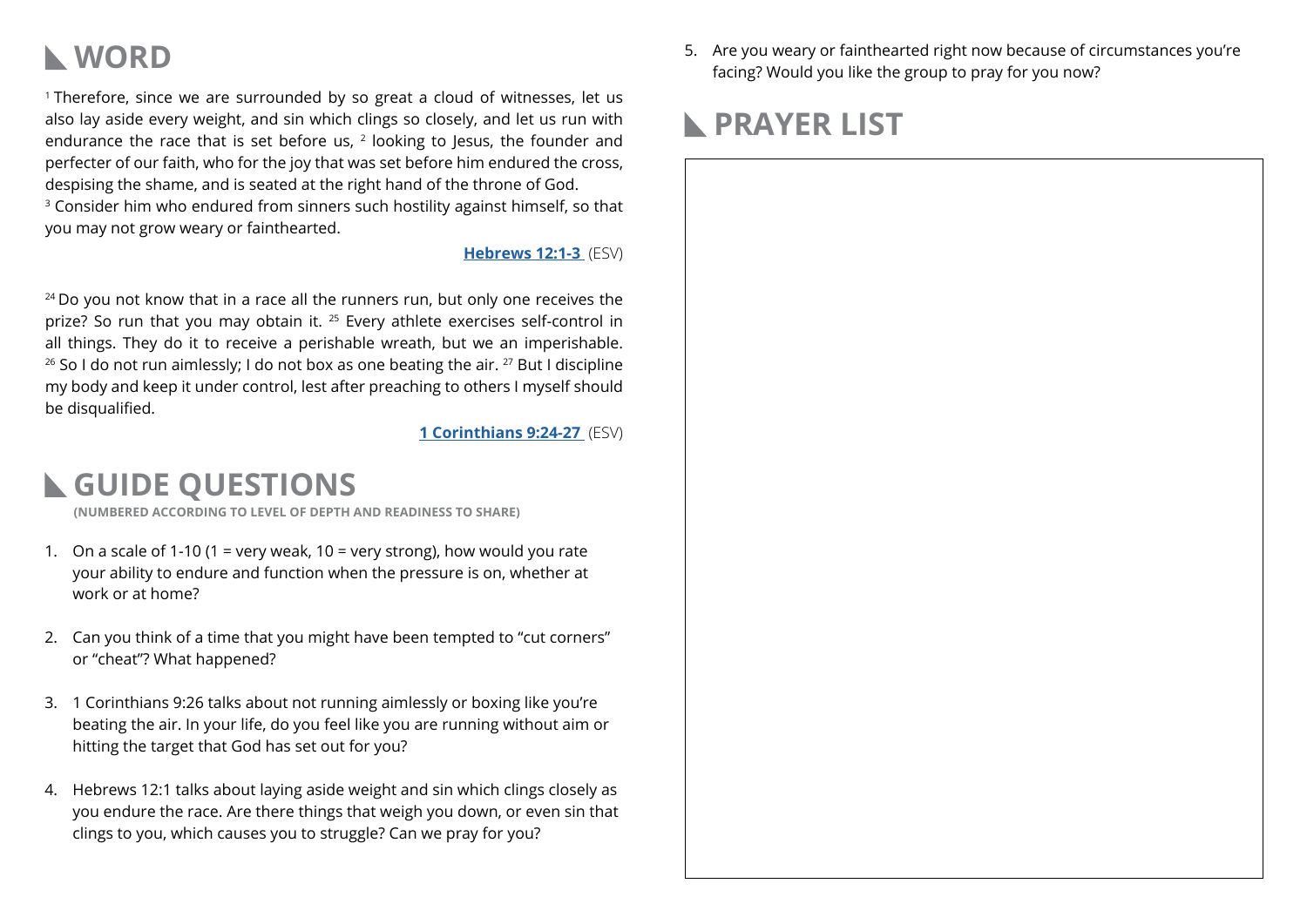## WORD

[1] Therefore, since we are surrounded by so great a cloud of witnesses, let us also lay aside every weight, and sin which clings so closely, and let us run with endurance the race that is set before us, [2] looking to Jesus, the founder and perfecter of our faith, who for the joy that was set before him endured the cross, despising the shame, and is seated at the right hand of the throne of God. [3] Consider him who endured from sinners such hostility against himself, so that you may not grow weary or fainthearted.

**Hebrews 12:1-3** (ESV)

[24] Do you not know that in a race all the runners run, but only one receives the prize? So run that you may obtain it. [25] Every athlete exercises self-control in all things. They do it to receive a perishable wreath, but we an imperishable. [26] So I do not run aimlessly; I do not box as one beating the air. [27] But I discipline my body and keep it under control, lest after preaching to others I myself should be disqualified.

**1 Corinthians 9:24-27** (ESV)

## GUIDE QUESTIONS

**(NUMBERED ACCORDING TO LEVEL OF DEPTH AND READINESS TO SHARE)**

1. On a scale of 1-10 (1 = very weak, 10 = very strong), how would you rate your ability to endure and function when the pressure is on, whether at work or at home?

2. Can you think of a time that you might have been tempted to "cut corners" or "cheat"? What happened?

3. 1 Corinthians 9:26 talks about not running aimlessly or boxing like you're beating the air. In your life, do you feel like you are running without aim or hitting the target that God has set out for you?

4. Hebrews 12:1 talks about laying aside weight and sin which clings closely as you endure the race. Are there things that weigh you down, or even sin that clings to you, which causes you to struggle? Can we pray for you?

5. Are you weary or fainthearted right now because of circumstances you're facing? Would you like the group to pray for you now?

## PRAYER LIST